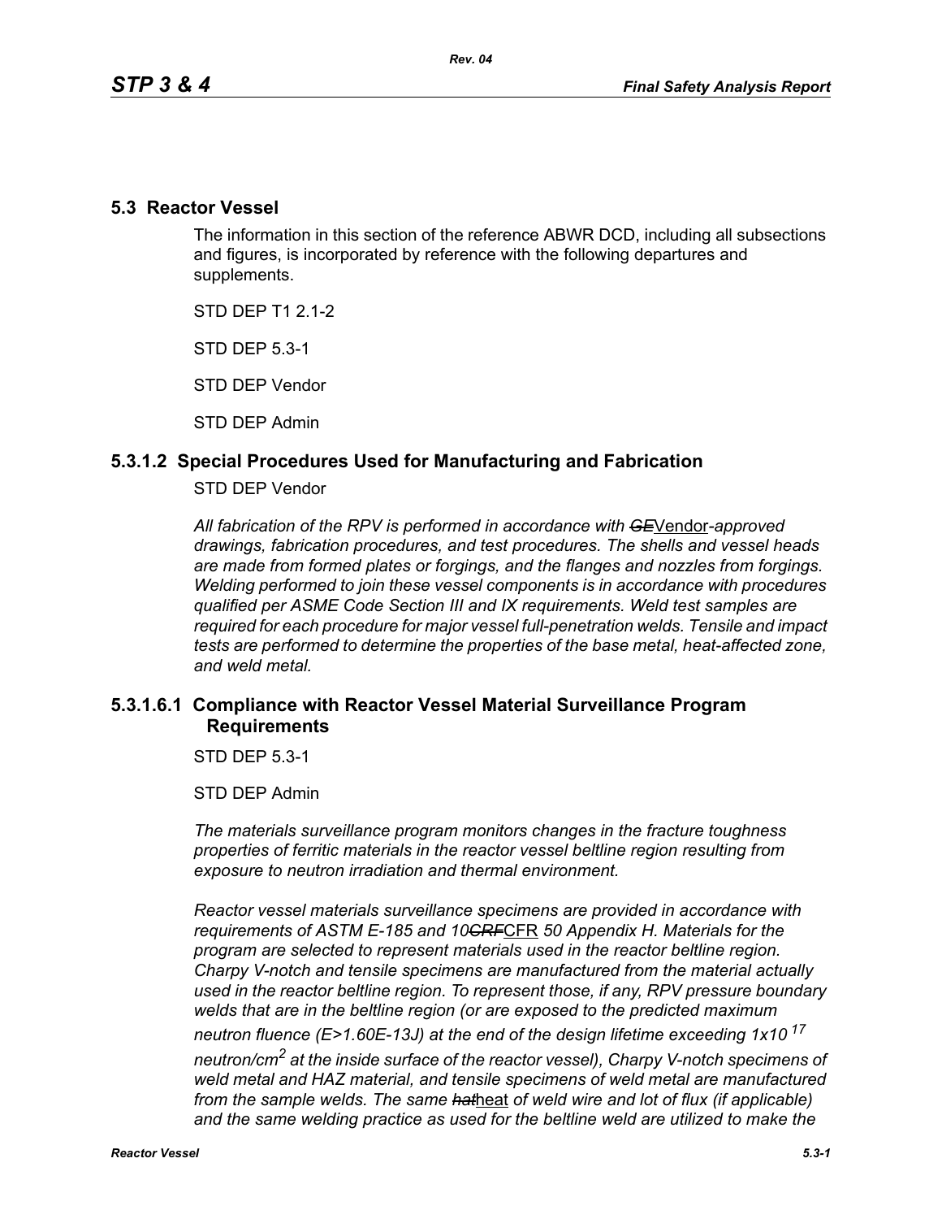## 5.3 Reactor Vessel

The information in this section of the reference ABWR DCD, including all subsections and figures, is incorporated by reference with the following departures and supplements.

STD DEP T1 2.1-2

STD DEP 5.3-1

STD DEP Vendor

STD DEP Admin

### 5.3.1.2 Special Procedures Used for Manufacturing and Fabrication

STD DEP Vendor

*All fabrication of the RPV is performed in accordance with ~~GE~~*Vendor*-approved drawings, fabrication procedures, and test procedures. The shells and vessel heads are made from formed plates or forgings, and the flanges and nozzles from forgings. Welding performed to join these vessel components is in accordance with procedures qualified per ASME Code Section III and IX requirements. Weld test samples are required for each procedure for major vessel full-penetration welds. Tensile and impact tests are performed to determine the properties of the base metal, heat-affected zone, and weld metal.*

### 5.3.1.6.1 Compliance with Reactor Vessel Material Surveillance Program Requirements

STD DEP 5.3-1

STD DEP Admin

*The materials surveillance program monitors changes in the fracture toughness properties of ferritic materials in the reactor vessel beltline region resulting from exposure to neutron irradiation and thermal environment.*

*Reactor vessel materials surveillance specimens are provided in accordance with requirements of ASTM E-185 and 10~~CRF~~*CFR *50 Appendix H. Materials for the program are selected to represent materials used in the reactor beltline region. Charpy V-notch and tensile specimens are manufactured from the material actually used in the reactor beltline region. To represent those, if any, RPV pressure boundary welds that are in the beltline region (or are exposed to the predicted maximum neutron fluence (E>1.60E-13J) at the end of the design lifetime exceeding $1 \times 10^{17}$ neutron/cm$^2$ at the inside surface of the reactor vessel), Charpy V-notch specimens of weld metal and HAZ material, and tensile specimens of weld metal are manufactured from the sample welds. The same ~~hat~~*heat *of weld wire and lot of flux (if applicable) and the same welding practice as used for the beltline weld are utilized to make the*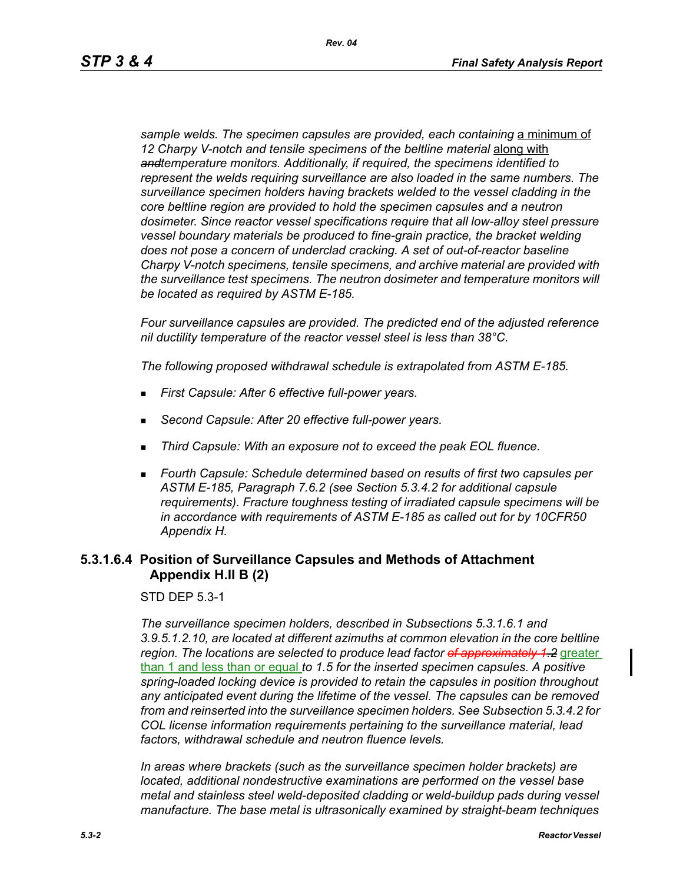*sample welds. The specimen capsules are provided, each containing* a minimum of *12 Charpy V-notch and tensile specimens of the beltline material* along with ~~*and*~~*temperature monitors. Additionally, if required, the specimens identified to represent the welds requiring surveillance are also loaded in the same numbers. The surveillance specimen holders having brackets welded to the vessel cladding in the core beltline region are provided to hold the specimen capsules and a neutron dosimeter. Since reactor vessel specifications require that all low-alloy steel pressure vessel boundary materials be produced to fine-grain practice, the bracket welding does not pose a concern of underclad cracking. A set of out-of-reactor baseline Charpy V-notch specimens, tensile specimens, and archive material are provided with the surveillance test specimens. The neutron dosimeter and temperature monitors will be located as required by ASTM E-185.*

*Four surveillance capsules are provided. The predicted end of the adjusted reference nil ductility temperature of the reactor vessel steel is less than 38°C.*

*The following proposed withdrawal schedule is extrapolated from ASTM E-185.*

- *First Capsule: After 6 effective full-power years.*
- *Second Capsule: After 20 effective full-power years.*
- *Third Capsule: With an exposure not to exceed the peak EOL fluence.*
- *Fourth Capsule: Schedule determined based on results of first two capsules per ASTM E-185, Paragraph 7.6.2 (see Section 5.3.4.2 for additional capsule requirements). Fracture toughness testing of irradiated capsule specimens will be in accordance with requirements of ASTM E-185 as called out for by 10CFR50 Appendix H.*

### 5.3.1.6.4 Position of Surveillance Capsules and Methods of Attachment Appendix H.II B (2)

STD DEP 5.3-1

*The surveillance specimen holders, described in Subsections 5.3.1.6.1 and 3.9.5.1.2.10, are located at different azimuths at common elevation in the core beltline region. The locations are selected to produce lead factor* ~~*of approximately 1.2*~~ greater than 1 and less than or equal *to 1.5 for the inserted specimen capsules. A positive spring-loaded locking device is provided to retain the capsules in position throughout any anticipated event during the lifetime of the vessel. The capsules can be removed from and reinserted into the surveillance specimen holders. See Subsection 5.3.4.2 for COL license information requirements pertaining to the surveillance material, lead factors, withdrawal schedule and neutron fluence levels.*

*In areas where brackets (such as the surveillance specimen holder brackets) are located, additional nondestructive examinations are performed on the vessel base metal and stainless steel weld-deposited cladding or weld-buildup pads during vessel manufacture. The base metal is ultrasonically examined by straight-beam techniques*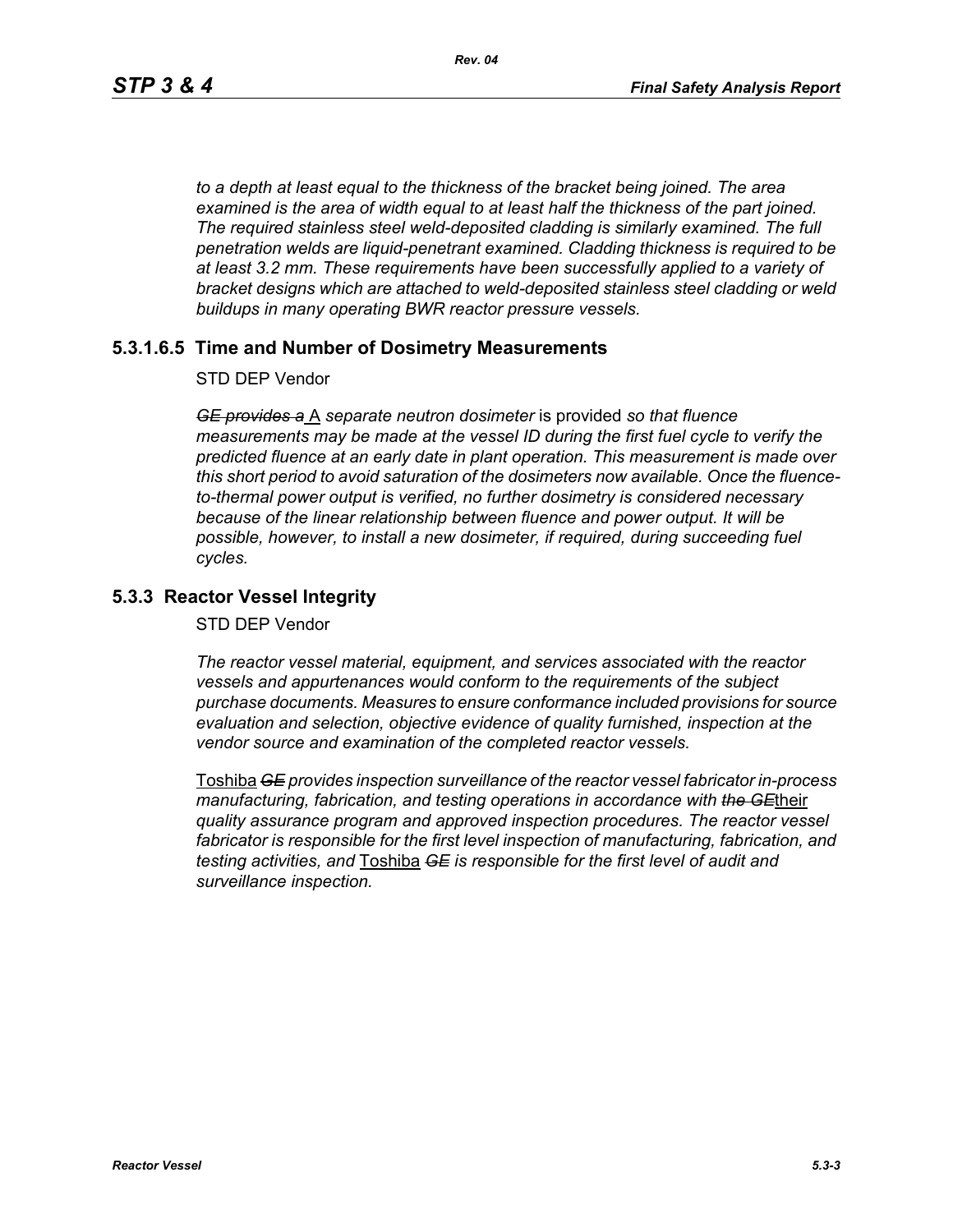*to a depth at least equal to the thickness of the bracket being joined. The area examined is the area of width equal to at least half the thickness of the part joined. The required stainless steel weld-deposited cladding is similarly examined. The full penetration welds are liquid-penetrant examined. Cladding thickness is required to be at least 3.2 mm. These requirements have been successfully applied to a variety of bracket designs which are attached to weld-deposited stainless steel cladding or weld buildups in many operating BWR reactor pressure vessels.*

## 5.3.1.6.5 Time and Number of Dosimetry Measurements

STD DEP Vendor

~~*GE provides a*~~ A *separate neutron dosimeter* is provided *so that fluence measurements may be made at the vessel ID during the first fuel cycle to verify the predicted fluence at an early date in plant operation. This measurement is made over this short period to avoid saturation of the dosimeters now available. Once the fluence-to-thermal power output is verified, no further dosimetry is considered necessary because of the linear relationship between fluence and power output. It will be possible, however, to install a new dosimeter, if required, during succeeding fuel cycles.*

## 5.3.3 Reactor Vessel Integrity

STD DEP Vendor

*The reactor vessel material, equipment, and services associated with the reactor vessels and appurtenances would conform to the requirements of the subject purchase documents. Measures to ensure conformance included provisions for source evaluation and selection, objective evidence of quality furnished, inspection at the vendor source and examination of the completed reactor vessels.*

Toshiba ~~*GE*~~ *provides inspection surveillance of the reactor vessel fabricator in-process manufacturing, fabrication, and testing operations in accordance with* ~~*the GE*~~their *quality assurance program and approved inspection procedures. The reactor vessel fabricator is responsible for the first level inspection of manufacturing, fabrication, and testing activities, and* Toshiba ~~*GE*~~ *is responsible for the first level of audit and surveillance inspection.*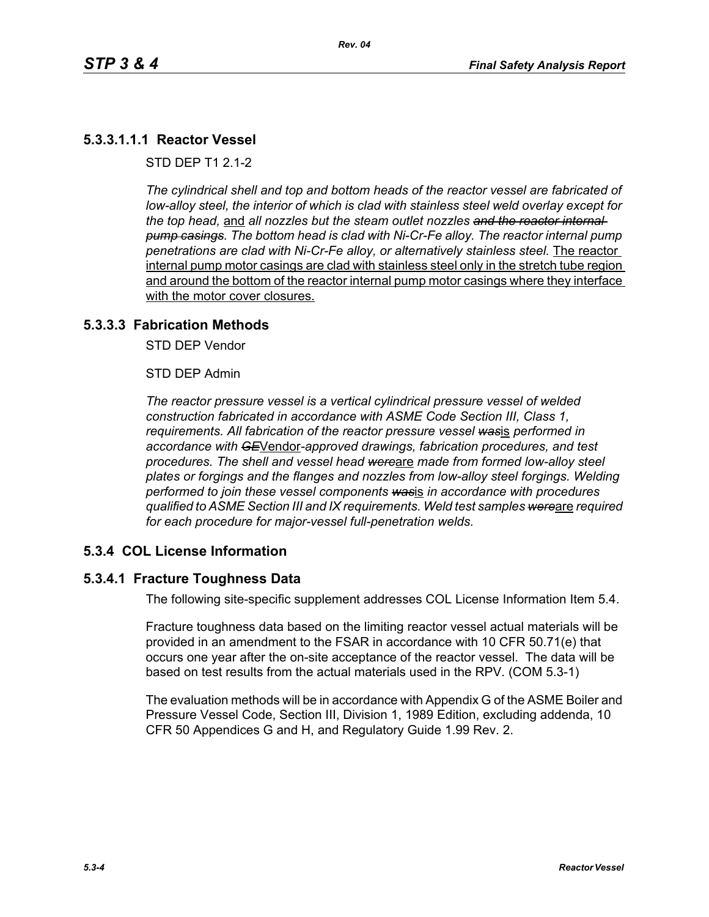### 5.3.3.1.1.1 Reactor Vessel

STD DEP T1 2.1-2

*The cylindrical shell and top and bottom heads of the reactor vessel are fabricated of low-alloy steel, the interior of which is clad with stainless steel weld overlay except for the top head,* <u>and</u> *all nozzles but the steam outlet nozzles* ~~*and the reactor internal pump casings*~~*. The bottom head is clad with Ni-Cr-Fe alloy. The reactor internal pump penetrations are clad with Ni-Cr-Fe alloy, or alternatively stainless steel.* <u>The reactor internal pump motor casings are clad with stainless steel only in the stretch tube region and around the bottom of the reactor internal pump motor casings where they interface with the motor cover closures.</u>

### 5.3.3.3 Fabrication Methods

STD DEP Vendor

STD DEP Admin

*The reactor pressure vessel is a vertical cylindrical pressure vessel of welded construction fabricated in accordance with ASME Code Section III, Class 1, requirements. All fabrication of the reactor pressure vessel* ~~*was*~~<u>is</u> *performed in accordance with* ~~*GE*~~<u>Vendor</u>*-approved drawings, fabrication procedures, and test procedures. The shell and vessel head* ~~*were*~~<u>are</u> *made from formed low-alloy steel plates or forgings and the flanges and nozzles from low-alloy steel forgings. Welding performed to join these vessel components* ~~*was*~~<u>is</u> *in accordance with procedures qualified to ASME Section III and IX requirements. Weld test samples* ~~*were*~~<u>are</u> *required for each procedure for major-vessel full-penetration welds.*

## 5.3.4 COL License Information

### 5.3.4.1 Fracture Toughness Data

The following site-specific supplement addresses COL License Information Item 5.4.

Fracture toughness data based on the limiting reactor vessel actual materials will be provided in an amendment to the FSAR in accordance with 10 CFR 50.71(e) that occurs one year after the on-site acceptance of the reactor vessel. The data will be based on test results from the actual materials used in the RPV. (COM 5.3-1)

The evaluation methods will be in accordance with Appendix G of the ASME Boiler and Pressure Vessel Code, Section III, Division 1, 1989 Edition, excluding addenda, 10 CFR 50 Appendices G and H, and Regulatory Guide 1.99 Rev. 2.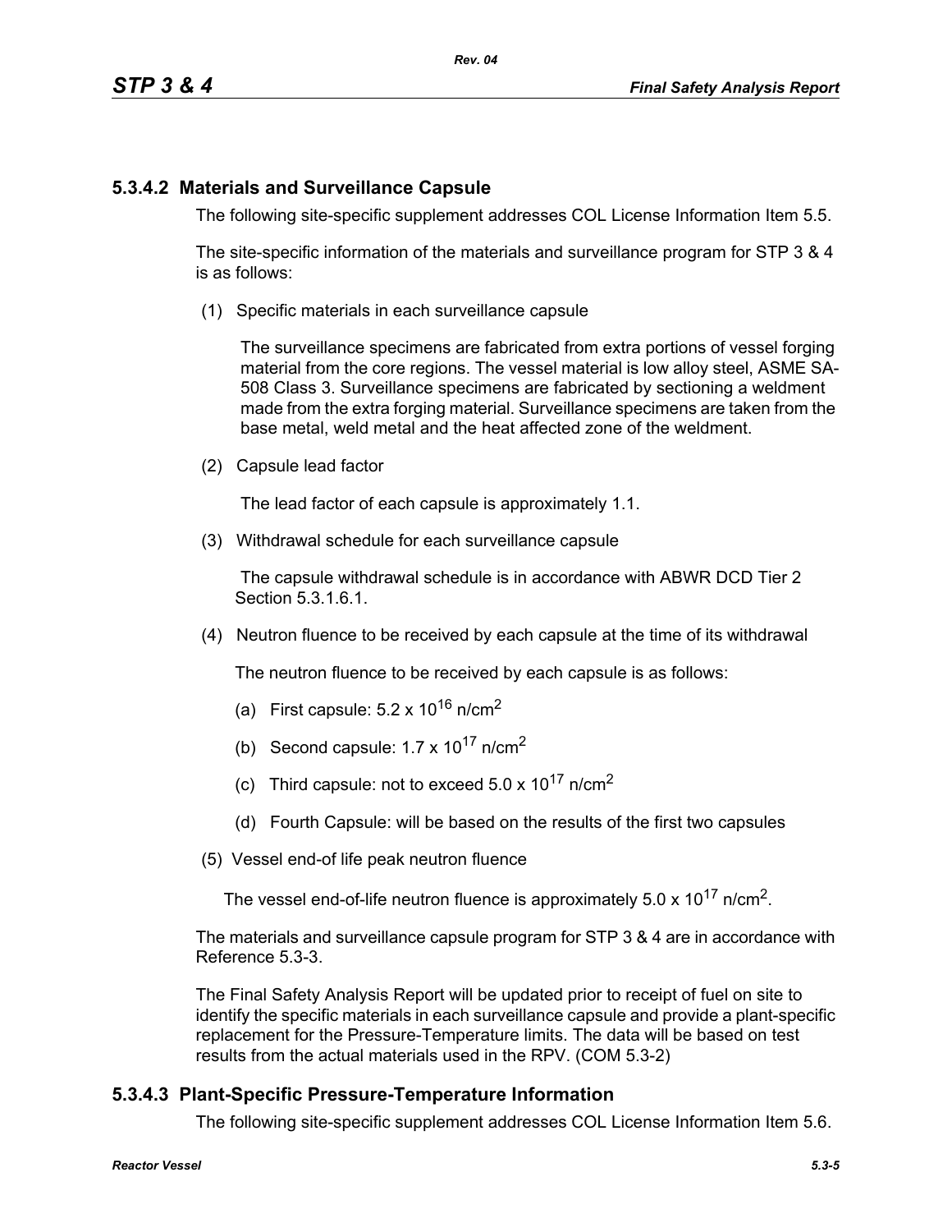### 5.3.4.2 Materials and Surveillance Capsule

The following site-specific supplement addresses COL License Information Item 5.5.

The site-specific information of the materials and surveillance program for STP 3 & 4 is as follows:

(1) Specific materials in each surveillance capsule

The surveillance specimens are fabricated from extra portions of vessel forging material from the core regions. The vessel material is low alloy steel, ASME SA-508 Class 3. Surveillance specimens are fabricated by sectioning a weldment made from the extra forging material. Surveillance specimens are taken from the base metal, weld metal and the heat affected zone of the weldment.

(2) Capsule lead factor

The lead factor of each capsule is approximately 1.1.

(3) Withdrawal schedule for each surveillance capsule

The capsule withdrawal schedule is in accordance with ABWR DCD Tier 2 Section 5.3.1.6.1.

(4) Neutron fluence to be received by each capsule at the time of its withdrawal

The neutron fluence to be received by each capsule is as follows:

(a) First capsule: $5.2 \times 10^{16}$ n/cm$^2$

(b) Second capsule: $1.7 \times 10^{17}$ n/cm$^2$

(c) Third capsule: not to exceed $5.0 \times 10^{17}$ n/cm$^2$

(d) Fourth Capsule: will be based on the results of the first two capsules

(5) Vessel end-of life peak neutron fluence

The vessel end-of-life neutron fluence is approximately $5.0 \times 10^{17}$ n/cm$^2$.

The materials and surveillance capsule program for STP 3 & 4 are in accordance with Reference 5.3-3.

The Final Safety Analysis Report will be updated prior to receipt of fuel on site to identify the specific materials in each surveillance capsule and provide a plant-specific replacement for the Pressure-Temperature limits. The data will be based on test results from the actual materials used in the RPV. (COM 5.3-2)

### 5.3.4.3 Plant-Specific Pressure-Temperature Information

The following site-specific supplement addresses COL License Information Item 5.6.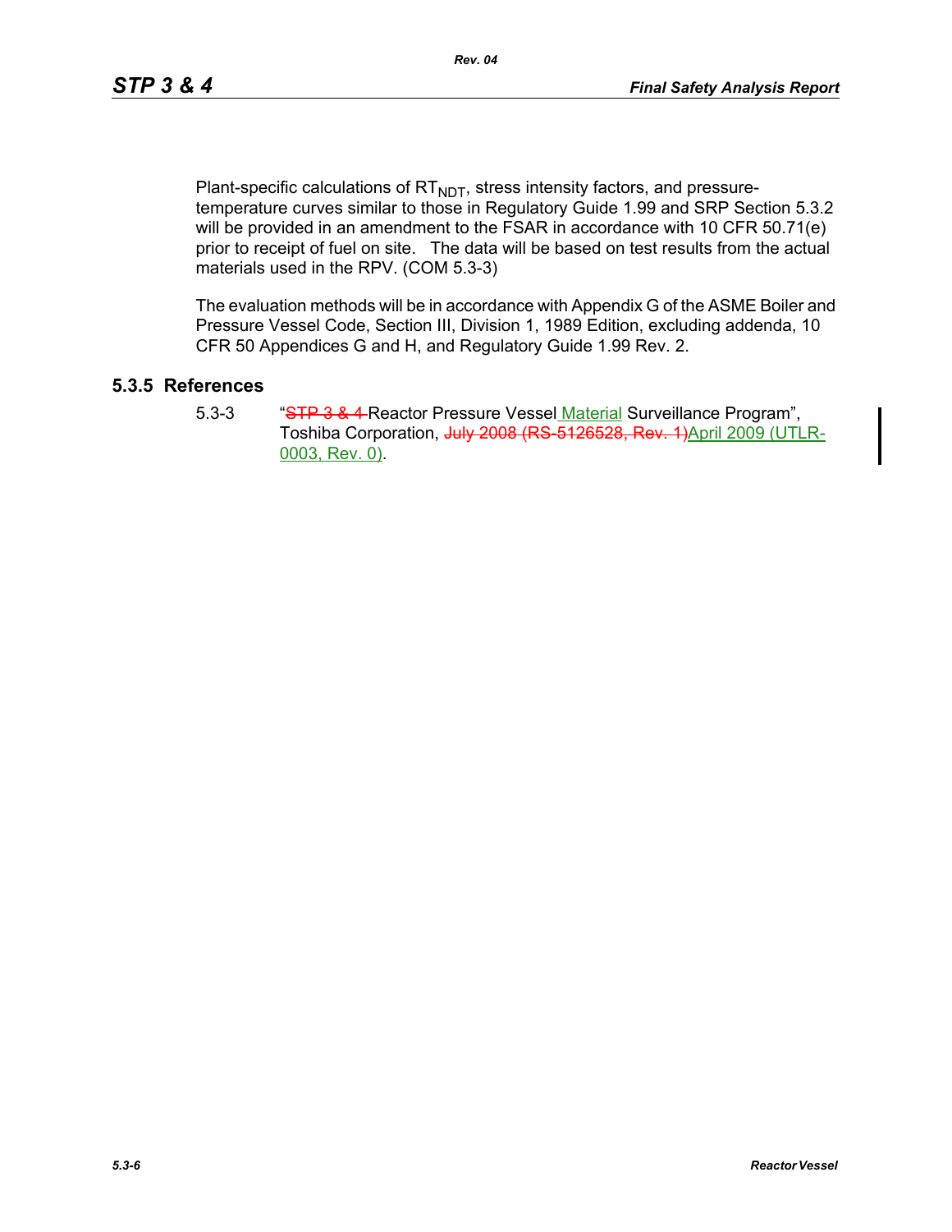Plant-specific calculations of $RT_{NDT}$, stress intensity factors, and pressure-temperature curves similar to those in Regulatory Guide 1.99 and SRP Section 5.3.2 will be provided in an amendment to the FSAR in accordance with 10 CFR 50.71(e) prior to receipt of fuel on site. The data will be based on test results from the actual materials used in the RPV. (COM 5.3-3)

The evaluation methods will be in accordance with Appendix G of the ASME Boiler and Pressure Vessel Code, Section III, Division 1, 1989 Edition, excluding addenda, 10 CFR 50 Appendices G and H, and Regulatory Guide 1.99 Rev. 2.

## 5.3.5 References

5.3-3 "~~STP 3 & 4~~ Reactor Pressure Vessel Material Surveillance Program", Toshiba Corporation, ~~July 2008 (RS-5126528, Rev. 1)~~April 2009 (UTLR-0003, Rev. 0).